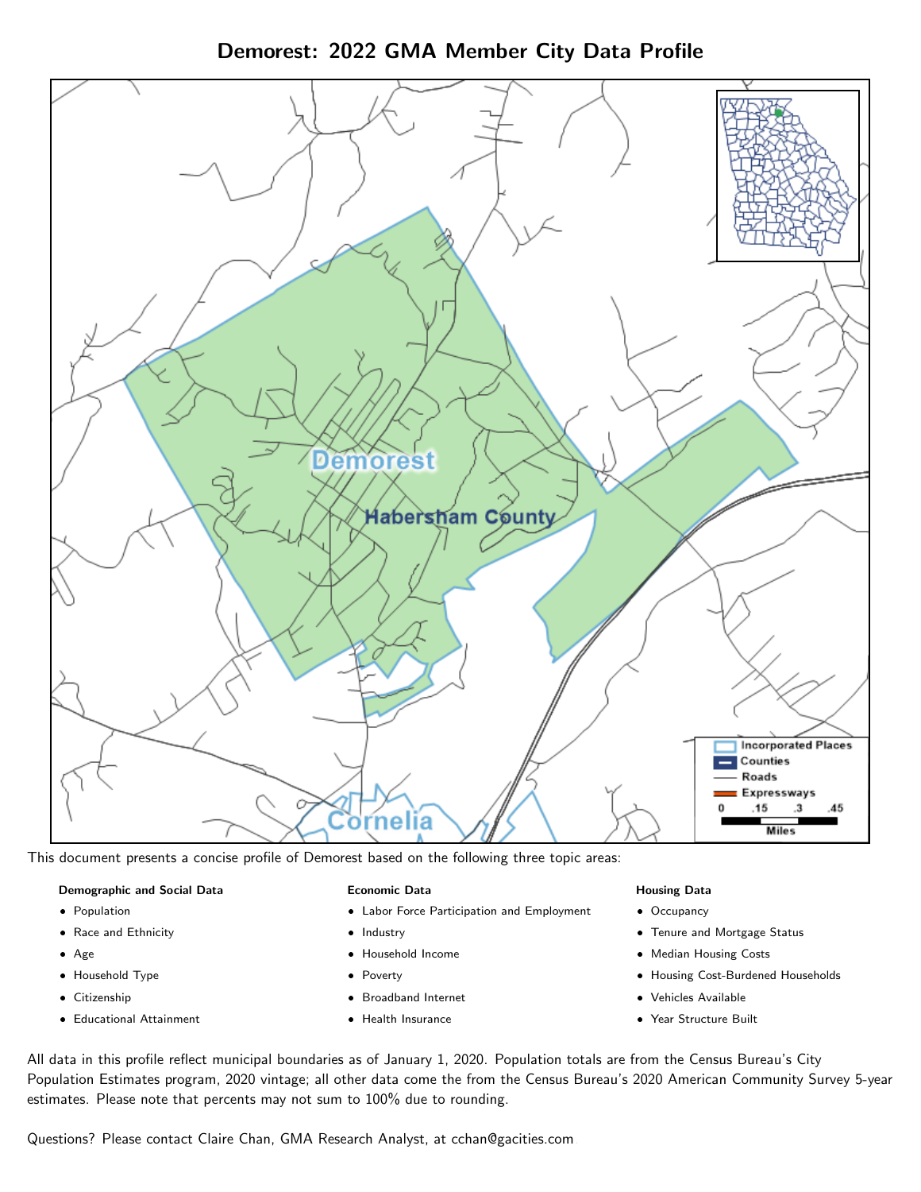# Demorest: 2022 GMA Member City Data Profile

This document presents a concise profile of Demorest based on the following three topic areas:

**Demographic and Social Data**

- Population
- Race and Ethnicity
- Age
- Household Type
- Citizenship
- Educational Attainment

**Economic Data**

- Labor Force Participation and Employment
- Industry
- Household Income
- Poverty
- Broadband Internet
- Health Insurance

**Housing Data**

- Occupancy
- Tenure and Mortgage Status
- Median Housing Costs
- Housing Cost-Burdened Households
- Vehicles Available
- Year Structure Built

All data in this profile reflect municipal boundaries as of January 1, 2020. Population totals are from the Census Bureau's City Population Estimates program, 2020 vintage; all other data come the from the Census Bureau's 2020 American Community Survey 5-year estimates. Please note that percents may not sum to 100% due to rounding.

Questions? Please contact Claire Chan, GMA Research Analyst, at cchan@gacities.com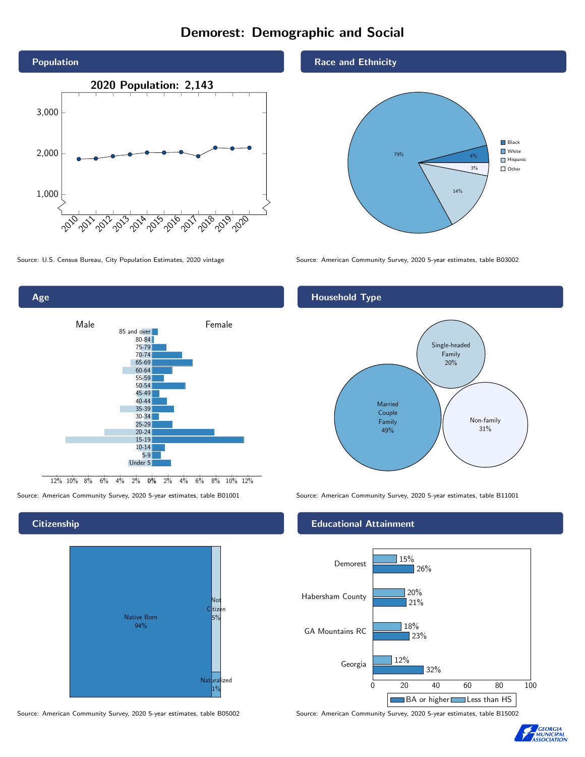# Demorest: Demographic and Social

## Population

**2020 Population: 2,143**

Source: U.S. Census Bureau, City Population Estimates, 2020 vintage

## Race and Ethnicity

| Race/Ethnicity | Percent |
|---|---|
| Black | 4% |
| White | 79% |
| Hispanic | 14% |
| Other | 3% |

Source: American Community Survey, 2020 5-year estimates, table B03002

## Age

Source: American Community Survey, 2020 5-year estimates, table B01001

## Household Type

| Household Type | Percent |
|---|---|
| Married Couple Family | 49% |
| Single-headed Family | 20% |
| Non-family | 31% |

Source: American Community Survey, 2020 5-year estimates, table B11001

## Citizenship

| Citizenship | Percent |
|---|---|
| Native Born | 94% |
| Not Citizen | 5% |
| Naturalized | 1% |

Source: American Community Survey, 2020 5-year estimates, table B05002

## Educational Attainment

| Area | Less than HS | BA or higher |
|---|---|---|
| Demorest | 15% | 26% |
| Habersham County | 20% | 21% |
| GA Mountains RC | 18% | 23% |
| Georgia | 12% | 32% |

Source: American Community Survey, 2020 5-year estimates, table B15002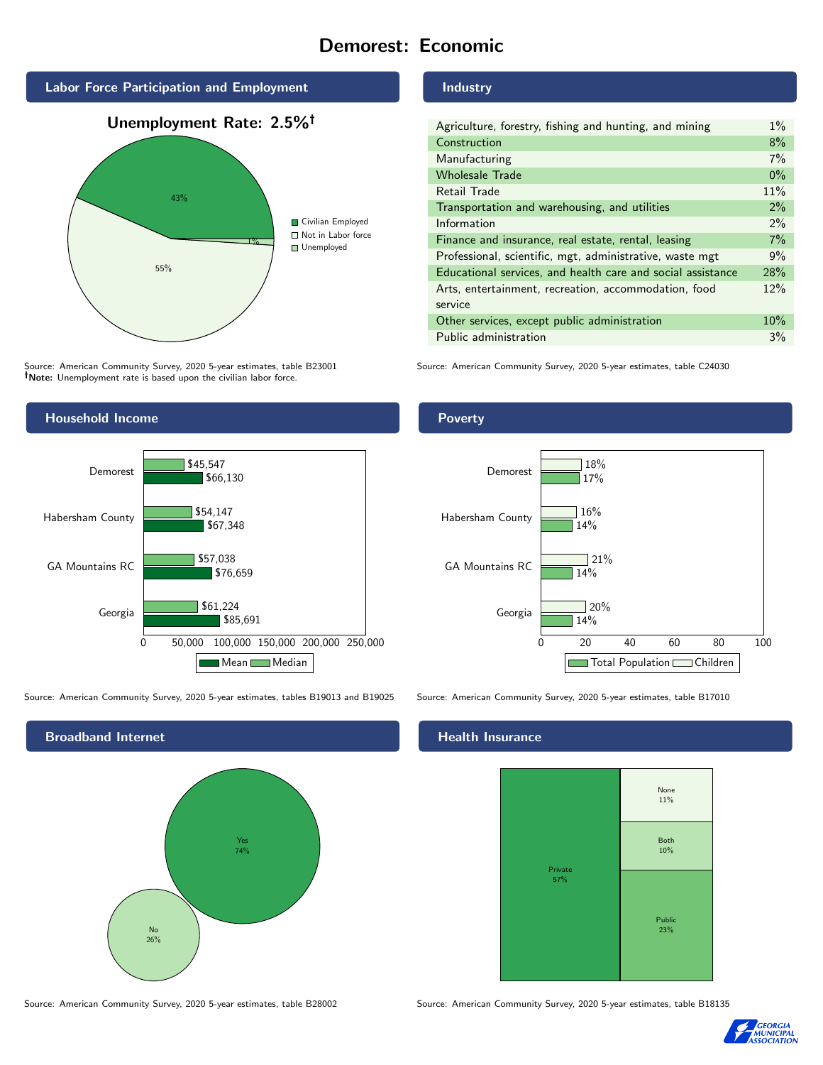# Demorest: Economic

## Labor Force Participation and Employment

**Unemployment Rate: 2.5%†**

| Category | Percent |
|---|---|
| Civilian Employed | 43% |
| Not in Labor force | 55% |
| Unemployed | 1% |

Source: American Community Survey, 2020 5-year estimates, table B23001
**†Note:** Unemployment rate is based upon the civilian labor force.

## Industry

| Industry | Percent |
|---|---|
| Agriculture, forestry, fishing and hunting, and mining | 1% |
| Construction | 8% |
| Manufacturing | 7% |
| Wholesale Trade | 0% |
| Retail Trade | 11% |
| Transportation and warehousing, and utilities | 2% |
| Information | 2% |
| Finance and insurance, real estate, rental, leasing | 7% |
| Professional, scientific, mgt, administrative, waste mgt | 9% |
| Educational services, and health care and social assistance | 28% |
| Arts, entertainment, recreation, accommodation, food service | 12% |
| Other services, except public administration | 10% |
| Public administration | 3% |

Source: American Community Survey, 2020 5-year estimates, table C24030

## Household Income

| | Median | Mean |
|---|---|---|
| Demorest | $45,547 | $66,130 |
| Habersham County | $54,147 | $67,348 |
| GA Mountains RC | $57,038 | $76,659 |
| Georgia | $61,224 | $85,691 |

Source: American Community Survey, 2020 5-year estimates, tables B19013 and B19025

## Poverty

| | Children | Total Population |
|---|---|---|
| Demorest | 18% | 17% |
| Habersham County | 16% | 14% |
| GA Mountains RC | 21% | 14% |
| Georgia | 20% | 14% |

Source: American Community Survey, 2020 5-year estimates, table B17010

## Broadband Internet

| | Percent |
|---|---|
| Yes | 74% |
| No | 26% |

Source: American Community Survey, 2020 5-year estimates, table B28002

## Health Insurance

| | Percent |
|---|---|
| Private | 57% |
| Public | 23% |
| Both | 10% |
| None | 11% |

Source: American Community Survey, 2020 5-year estimates, table B18135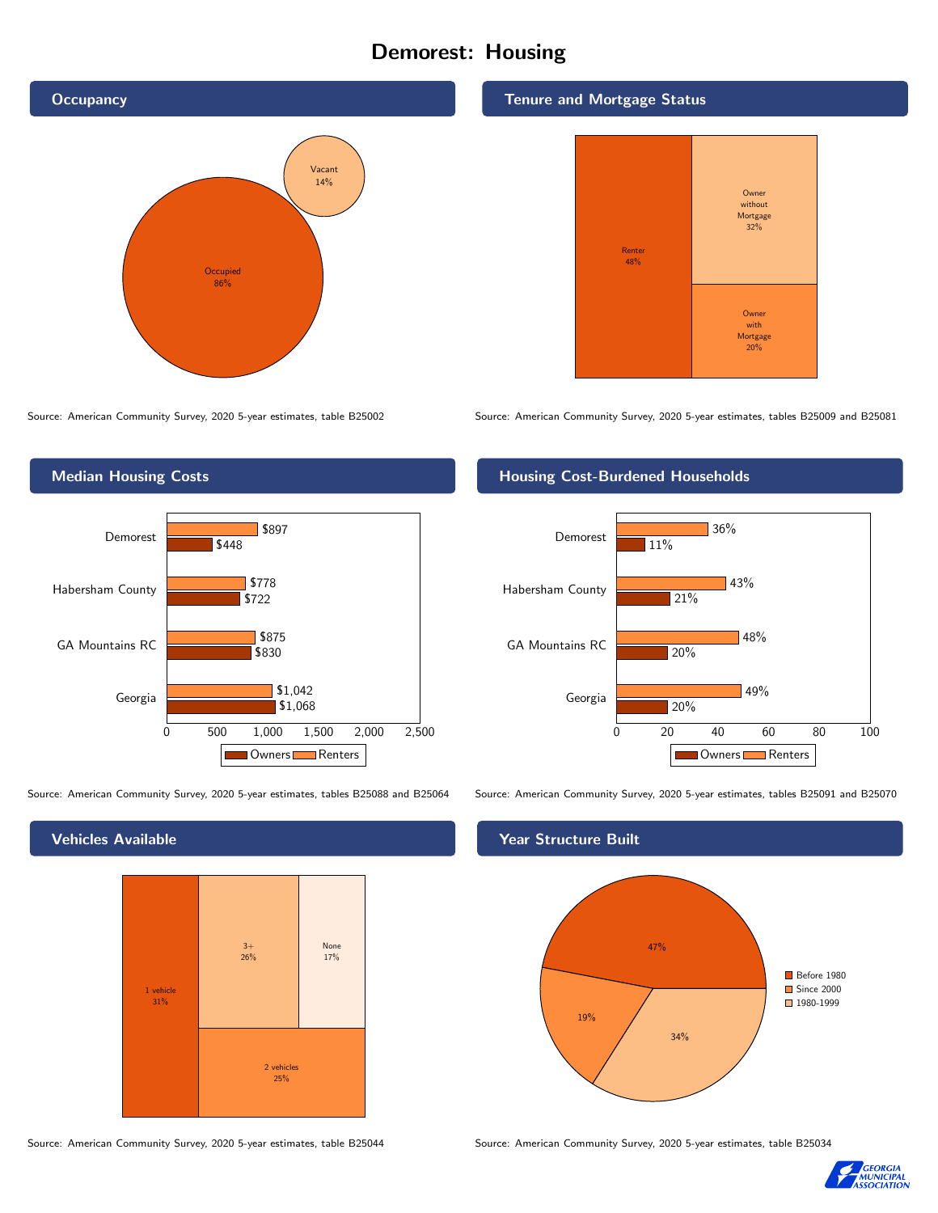# Demorest: Housing

## Occupancy

Vacant
14%

Occupied
86%

Source: American Community Survey, 2020 5-year estimates, table B25002

## Tenure and Mortgage Status

Renter
48%

Owner
without
Mortgage
32%

Owner
with
Mortgage
20%

Source: American Community Survey, 2020 5-year estimates, tables B25009 and B25081

## Median Housing Costs

Demorest
$897
$448

Habersham County
$778
$722

GA Mountains RC
$875
$830

Georgia
$1,042
$1,068

0 500 1,000 1,500 2,000 2,500

Owners Renters

Source: American Community Survey, 2020 5-year estimates, tables B25088 and B25064

## Housing Cost-Burdened Households

Demorest
36%
11%

Habersham County
43%
21%

GA Mountains RC
48%
20%

Georgia
49%
20%

0 20 40 60 80 100

Owners Renters

Source: American Community Survey, 2020 5-year estimates, tables B25091 and B25070

## Vehicles Available

1 vehicle
31%

3+
26%

None
17%

2 vehicles
25%

Source: American Community Survey, 2020 5-year estimates, table B25044

## Year Structure Built

47%

19%

34%

Before 1980
Since 2000
1980-1999

Source: American Community Survey, 2020 5-year estimates, table B25034